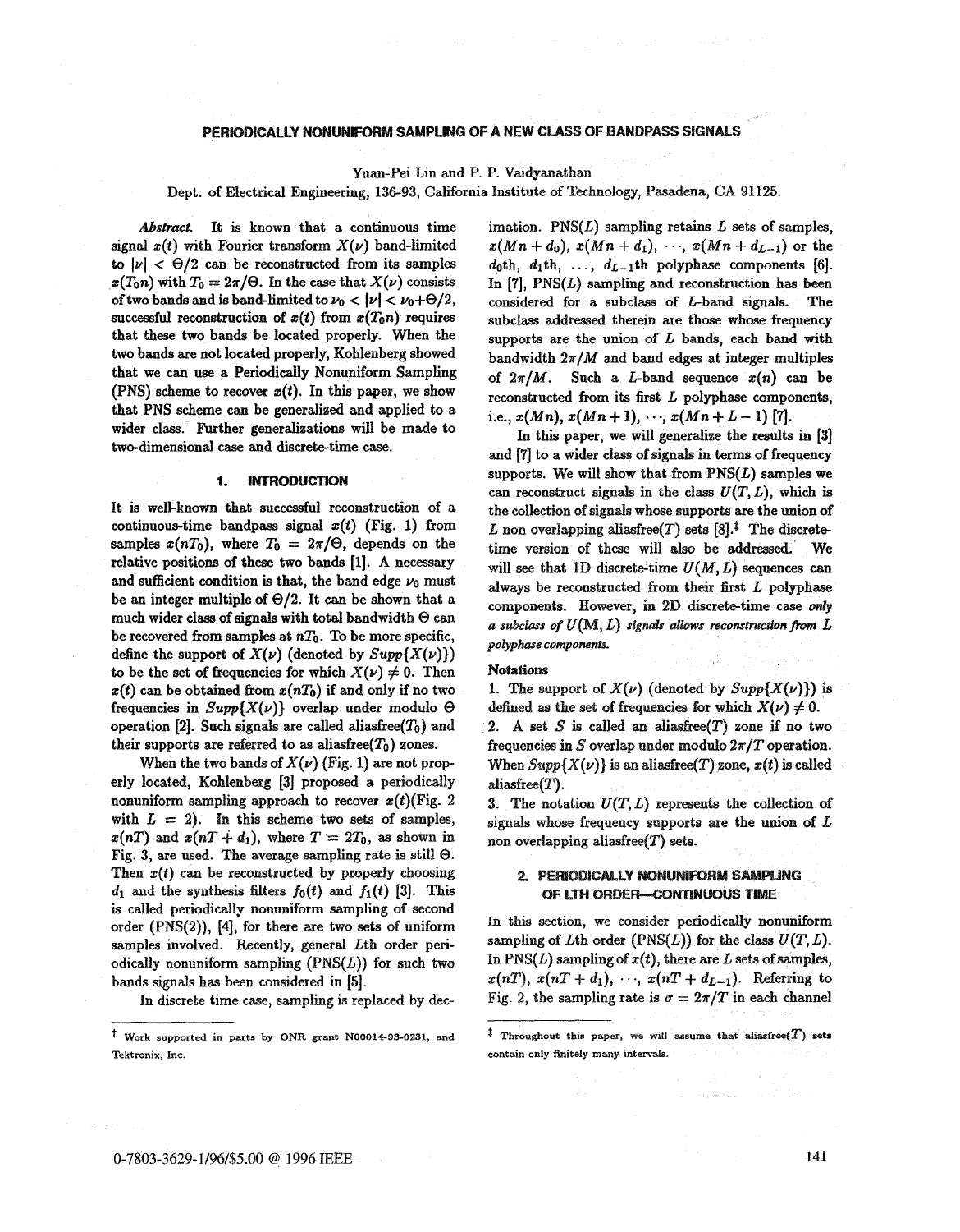# PERIODICALLY NONUNIFORM SAMPLING OF A NEW CLASS OF BANDPASS SIGNALS

Yuan-Pei Lin and P. P. Vaidyanathan

Dept. of Electrical Engineering, 136-93, California Institute of Technology, Pasadena, CA 91125.

*Abstract.* It is known that a continuous time signal $x(t)$ with Fourier transform $X(\nu)$ band-limited to $|\nu| < \Theta/2$ can be reconstructed from its samples $x(T_0 n)$ with $T_0 = 2\pi/\Theta$. In the case that $X(\nu)$ consists of two bands and is band-limited to $\nu_0 < |\nu| < \nu_0 + \Theta/2$, successful reconstruction of $x(t)$ from $x(T_0 n)$ requires that these two bands be located properly. When the two bands are not located properly, Kohlenberg showed that we can use a Periodically Nonuniform Sampling (PNS) scheme to recover $x(t)$. In this paper, we show that PNS scheme can be generalized and applied to a wider class. Further generalizations will be made to two-dimensional case and discrete-time case.

## 1. INTRODUCTION

It is well-known that successful reconstruction of a continuous-time bandpass signal $x(t)$ (Fig. 1) from samples $x(nT_0)$, where $T_0 = 2\pi/\Theta$, depends on the relative positions of these two bands [1]. A necessary and sufficient condition is that, the band edge $\nu_0$ must be an integer multiple of $\Theta/2$. It can be shown that a much wider class of signals with total bandwidth $\Theta$ can be recovered from samples at $nT_0$. To be more specific, define the support of $X(\nu)$ (denoted by $Supp\{X(\nu)\}$) to be the set of frequencies for which $X(\nu) \neq 0$. Then $x(t)$ can be obtained from $x(nT_0)$ if and only if no two frequencies in $Supp\{X(\nu)\}$ overlap under modulo $\Theta$ operation [2]. Such signals are called aliasfree($T_0$) and their supports are referred to as aliasfree($T_0$) zones.

When the two bands of $X(\nu)$ (Fig. 1) are not properly located, Kohlenberg [3] proposed a periodically nonuniform sampling approach to recover $x(t)$ (Fig. 2 with $L = 2$). In this scheme two sets of samples, $x(nT)$ and $x(nT + d_1)$, where $T = 2T_0$, as shown in Fig. 3, are used. The average sampling rate is still $\Theta$. Then $x(t)$ can be reconstructed by properly choosing $d_1$ and the synthesis filters $f_0(t)$ and $f_1(t)$ [3]. This is called periodically nonuniform sampling of second order (PNS(2)), [4], for there are two sets of uniform samples involved. Recently, general $L$th order periodically nonuniform sampling (PNS($L$)) for such two bands signals has been considered in [5].

In discrete time case, sampling is replaced by decimation. PNS($L$) sampling retains $L$ sets of samples, $x(Mn + d_0)$, $x(Mn + d_1)$, $\cdots$, $x(Mn + d_{L-1})$ or the $d_0$th, $d_1$th, $\ldots$, $d_{L-1}$th polyphase components [6]. In [7], PNS($L$) sampling and reconstruction has been considered for a subclass of $L$-band signals. The subclass addressed therein are those whose frequency supports are the union of $L$ bands, each band with bandwidth $2\pi/M$ and band edges at integer multiples of $2\pi/M$. Such a $L$-band sequence $x(n)$ can be reconstructed from its first $L$ polyphase components, i.e., $x(Mn)$, $x(Mn + 1)$, $\cdots$, $x(Mn + L - 1)$ [7].

In this paper, we will generalize the results in [3] and [7] to a wider class of signals in terms of frequency supports. We will show that from PNS($L$) samples we can reconstruct signals in the class $U(T, L)$, which is the collection of signals whose supports are the union of $L$ non overlapping aliasfree($T$) sets [8].[‡] The discrete-time version of these will also be addressed. We will see that 1D discrete-time $U(M, L)$ sequences can always be reconstructed from their first $L$ polyphase components. However, in 2D discrete-time case *only a subclass of* $U(\mathbf{M}, L)$ *signals allows reconstruction from* $L$ *polyphase components.*

### Notations

1. The support of $X(\nu)$ (denoted by $Supp\{X(\nu)\}$) is defined as the set of frequencies for which $X(\nu) \neq 0$.
2. A set $S$ is called an aliasfree($T$) zone if no two frequencies in $S$ overlap under modulo $2\pi/T$ operation. When $Supp\{X(\nu)\}$ is an aliasfree($T$) zone, $x(t)$ is called aliasfree($T$).
3. The notation $U(T, L)$ represents the collection of signals whose frequency supports are the union of $L$ non overlapping aliasfree($T$) sets.

## 2. PERIODICALLY NONUNIFORM SAMPLING OF LTH ORDER—CONTINUOUS TIME

In this section, we consider periodically nonuniform sampling of $L$th order (PNS($L$)) for the class $U(T, L)$. In PNS($L$) sampling of $x(t)$, there are $L$ sets of samples, $x(nT)$, $x(nT + d_1)$, $\cdots$, $x(nT + d_{L-1})$. Referring to Fig. 2, the sampling rate is $\sigma = 2\pi/T$ in each channel

[†] Work supported in parts by ONR grant N00014-93-0231, and Tektronix, Inc.

[‡] Throughout this paper, we will assume that aliasfree($T$) sets contain only finitely many intervals.

0-7803-3629-1/96/$5.00 @ 1996 IEEE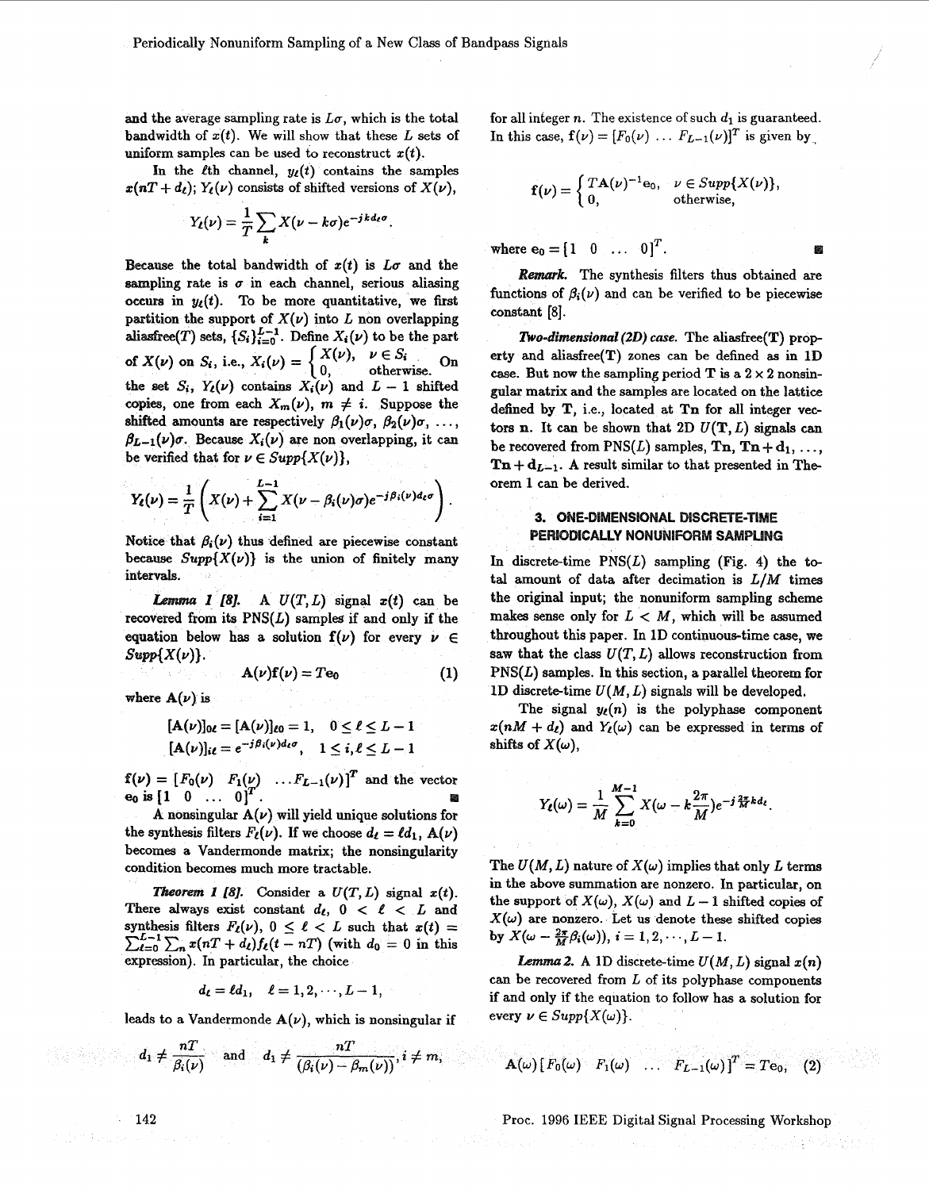and the average sampling rate is $L\sigma$, which is the total bandwidth of $x(t)$. We will show that these $L$ sets of uniform samples can be used to reconstruct $x(t)$.

In the $\ell$th channel, $y_\ell(t)$ contains the samples $x(nT + d_\ell)$; $Y_\ell(\nu)$ consists of shifted versions of $X(\nu)$,

$$Y_\ell(\nu) = \frac{1}{T}\sum_k X(\nu - k\sigma)e^{-jkd_\ell\sigma}.$$

Because the total bandwidth of $x(t)$ is $L\sigma$ and the sampling rate is $\sigma$ in each channel, serious aliasing occurs in $y_\ell(t)$. To be more quantitative, we first partition the support of $X(\nu)$ into $L$ non overlapping aliasfree($T$) sets, $\{S_i\}_{i=0}^{L-1}$. Define $X_i(\nu)$ to be the part of $X(\nu)$ on $S_i$, i.e., $X_i(\nu) = \begin{cases} X(\nu), & \nu \in S_i \\ 0, & \text{otherwise.} \end{cases}$ On the set $S_i$, $Y_\ell(\nu)$ contains $X_i(\nu)$ and $L-1$ shifted copies, one from each $X_m(\nu)$, $m \neq i$. Suppose the shifted amounts are respectively $\beta_1(\nu)\sigma$, $\beta_2(\nu)\sigma$, $\ldots$, $\beta_{L-1}(\nu)\sigma$. Because $X_i(\nu)$ are non overlapping, it can be verified that for $\nu \in Supp\{X(\nu)\}$,

$$Y_\ell(\nu) = \frac{1}{T}\left(X(\nu) + \sum_{i=1}^{L-1} X(\nu - \beta_i(\nu)\sigma)e^{-j\beta_i(\nu)d_\ell\sigma}\right).$$

Notice that $\beta_i(\nu)$ thus defined are piecewise constant because $Supp\{X(\nu)\}$ is the union of finitely many intervals.

***Lemma 1*** **[8].** A $U(T, L)$ signal $x(t)$ can be recovered from its PNS($L$) samples if and only if the equation below has a solution $\mathbf{f}(\nu)$ for every $\nu \in Supp\{X(\nu)\}$.

$$\mathbf{A}(\nu)\mathbf{f}(\nu) = T\mathbf{e}_0 \tag{1}$$

where $\mathbf{A}(\nu)$ is

$$[\mathbf{A}(\nu)]_{0\ell} = [\mathbf{A}(\nu)]_{\ell 0} = 1, \quad 0 \le \ell \le L-1$$

$$[\mathbf{A}(\nu)]_{i\ell} = e^{-j\beta_i(\nu)d_\ell\sigma}, \quad 1 \le i, \ell \le L-1$$

$\mathbf{f}(\nu) = [F_0(\nu) \;\; F_1(\nu) \;\; \ldots F_{L-1}(\nu)]^T$ and the vector $\mathbf{e}_0$ is $[1 \;\; 0 \;\; \ldots \;\; 0]^T$. ∎

A nonsingular $\mathbf{A}(\nu)$ will yield unique solutions for the synthesis filters $F_\ell(\nu)$. If we choose $d_\ell = \ell d_1$, $\mathbf{A}(\nu)$ becomes a Vandermonde matrix; the nonsingularity condition becomes much more tractable.

***Theorem 1*** **[8].** Consider a $U(T, L)$ signal $x(t)$. There always exist constant $d_\ell$, $0 < \ell < L$ and synthesis filters $F_\ell(\nu)$, $0 \le \ell < L$ such that $x(t) = \sum_{\ell=0}^{L-1}\sum_n x(nT + d_\ell)f_\ell(t - nT)$ (with $d_0 = 0$ in this expression). In particular, the choice

$$d_\ell = \ell d_1, \quad \ell = 1, 2, \cdots, L-1,$$

leads to a Vandermonde $\mathbf{A}(\nu)$, which is nonsingular if

$$d_1 \neq \frac{nT}{\beta_i(\nu)} \quad \text{and} \quad d_1 \neq \frac{nT}{(\beta_i(\nu) - \beta_m(\nu))}, i \neq m,$$

for all integer $n$. The existence of such $d_1$ is guaranteed. In this case, $\mathbf{f}(\nu) = [F_0(\nu) \;\ldots\; F_{L-1}(\nu)]^T$ is given by

$$\mathbf{f}(\nu) = \begin{cases} T\mathbf{A}(\nu)^{-1}\mathbf{e}_0, & \nu \in Supp\{X(\nu)\}, \\ 0, & \text{otherwise,} \end{cases}$$

where $\mathbf{e}_0 = [1 \;\; 0 \;\; \ldots \;\; 0]^T$. ∎

***Remark.*** The synthesis filters thus obtained are functions of $\beta_i(\nu)$ and can be verified to be piecewise constant [8].

***Two-dimensional (2D) case.*** The aliasfree($\mathbf{T}$) property and aliasfree($\mathbf{T}$) zones can be defined as in 1D case. But now the sampling period $\mathbf{T}$ is a $2 \times 2$ nonsingular matrix and the samples are located on the lattice defined by $\mathbf{T}$, i.e., located at $\mathbf{Tn}$ for all integer vectors $\mathbf{n}$. It can be shown that 2D $U(\mathbf{T}, L)$ signals can be recovered from PNS($L$) samples, $\mathbf{Tn}$, $\mathbf{Tn} + \mathbf{d}_1$, $\ldots$, $\mathbf{Tn} + \mathbf{d}_{L-1}$. A result similar to that presented in Theorem 1 can be derived.

## 3. ONE-DIMENSIONAL DISCRETE-TIME PERIODICALLY NONUNIFORM SAMPLING

In discrete-time PNS($L$) sampling (Fig. 4) the total amount of data after decimation is $L/M$ times the original input; the nonuniform sampling scheme makes sense only for $L < M$, which will be assumed throughout this paper. In 1D continuous-time case, we saw that the class $U(T, L)$ allows reconstruction from PNS($L$) samples. In this section, a parallel theorem for 1D discrete-time $U(M, L)$ signals will be developed.

The signal $y_\ell(n)$ is the polyphase component $x(nM + d_\ell)$ and $Y_\ell(\omega)$ can be expressed in terms of shifts of $X(\omega)$,

$$Y_\ell(\omega) = \frac{1}{M}\sum_{k=0}^{M-1} X(\omega - k\frac{2\pi}{M})e^{-j\frac{2\pi}{M}kd_\ell}.$$

The $U(M, L)$ nature of $X(\omega)$ implies that only $L$ terms in the above summation are nonzero. In particular, on the support of $X(\omega)$, $X(\omega)$ and $L-1$ shifted copies of $X(\omega)$ are nonzero. Let us denote these shifted copies by $X(\omega - \frac{2\pi}{M}\beta_i(\omega))$, $i = 1, 2, \cdots, L-1$.

***Lemma 2.*** A 1D discrete-time $U(M, L)$ signal $x(n)$ can be recovered from $L$ of its polyphase components if and only if the equation to follow has a solution for every $\nu \in Supp\{X(\omega)\}$.

$$\mathbf{A}(\omega)\left[F_0(\omega) \;\; F_1(\omega) \;\; \ldots \;\; F_{L-1}(\omega)\right]^T = T\mathbf{e}_0, \tag{2}$$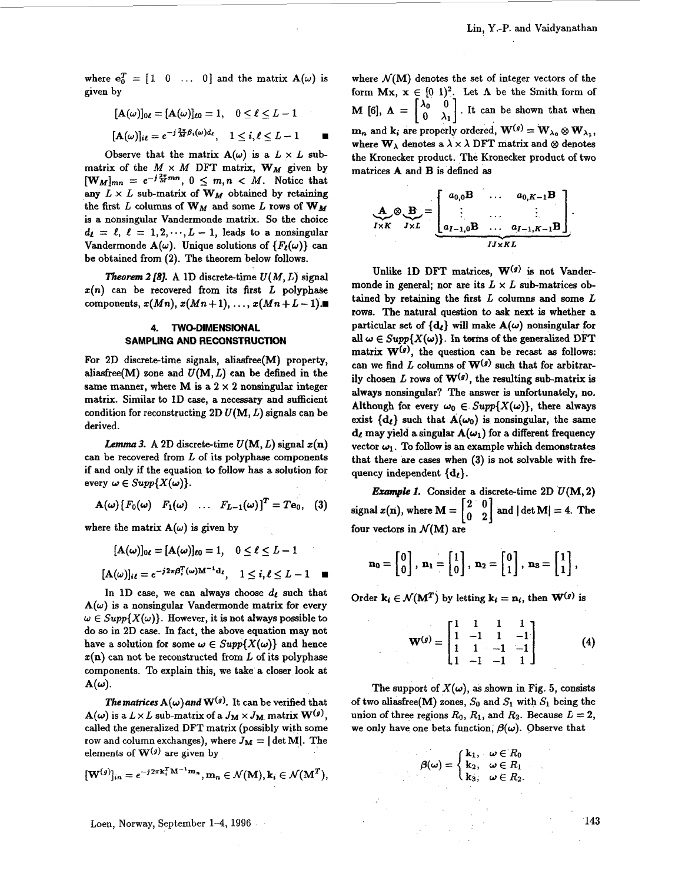where $\mathbf{e}_0^T = [1 \ \ 0 \ \ \ldots \ \ 0]$ and the matrix $\mathbf{A}(\omega)$ is given by

$$[\mathbf{A}(\omega)]_{0\ell} = [\mathbf{A}(\omega)]_{\ell 0} = 1, \quad 0 \leq \ell \leq L-1$$

$$[\mathbf{A}(\omega)]_{i\ell} = e^{-j\frac{2\pi}{M}\beta_i(\omega)d_\ell}, \quad 1 \leq i, \ell \leq L-1 \qquad \blacksquare$$

Observe that the matrix $\mathbf{A}(\omega)$ is a $L \times L$ submatrix of the $M \times M$ DFT matrix, $\mathbf{W}_M$ given by $[\mathbf{W}_M]_{mn} = e^{-j\frac{2\pi}{M}mn}$, $0 \leq m, n < M$. Notice that any $L \times L$ sub-matrix of $\mathbf{W}_M$ obtained by retaining the first $L$ columns of $\mathbf{W}_M$ and some $L$ rows of $\mathbf{W}_M$ is a nonsingular Vandermonde matrix. So the choice $d_\ell = \ell$, $\ell = 1, 2, \cdots, L-1$, leads to a nonsingular Vandermonde $\mathbf{A}(\omega)$. Unique solutions of $\{F_\ell(\omega)\}$ can be obtained from (2). The theorem below follows.

***Theorem 2 [8].*** A 1D discrete-time $U(M, L)$ signal $x(n)$ can be recovered from its first $L$ polyphase components, $x(Mn)$, $x(Mn+1)$, $\ldots$, $x(Mn+L-1)$. $\blacksquare$

## 4. TWO-DIMENSIONAL SAMPLING AND RECONSTRUCTION

For 2D discrete-time signals, aliasfree(**M**) property, aliasfree(**M**) zone and $U(\mathbf{M}, L)$ can be defined in the same manner, where **M** is a $2 \times 2$ nonsingular integer matrix. Similar to 1D case, a necessary and sufficient condition for reconstructing 2D $U(\mathbf{M}, L)$ signals can be derived.

***Lemma 3.*** A 2D discrete-time $U(\mathbf{M}, L)$ signal $x(\mathbf{n})$ can be recovered from $L$ of its polyphase components if and only if the equation to follow has a solution for every $\omega \in Supp\{X(\omega)\}$.

$$\mathbf{A}(\omega)\,[F_0(\omega) \ \ F_1(\omega) \ \ \ldots \ \ F_{L-1}(\omega)]^T = T\mathbf{e}_0, \quad (3)$$

where the matrix $\mathbf{A}(\omega)$ is given by

$$[\mathbf{A}(\omega)]_{0\ell} = [\mathbf{A}(\omega)]_{\ell 0} = 1, \quad 0 \leq \ell \leq L-1$$

$$[\mathbf{A}(\omega)]_{i\ell} = e^{-j2\pi\beta_i^T(\omega)\mathbf{M}^{-1}\mathbf{d}_\ell}, \quad 1 \leq i, \ell \leq L-1 \quad \blacksquare$$

In 1D case, we can always choose $d_\ell$ such that $\mathbf{A}(\omega)$ is a nonsingular Vandermonde matrix for every $\omega \in Supp\{X(\omega)\}$. However, it is not always possible to do so in 2D case. In fact, the above equation may not have a solution for some $\omega \in Supp\{X(\omega)\}$ and hence $x(\mathbf{n})$ can not be reconstructed from $L$ of its polyphase components. To explain this, we take a closer look at $\mathbf{A}(\omega)$.

***The matrices $\mathbf{A}(\omega)$ and $\mathbf{W}^{(g)}$.*** It can be verified that $\mathbf{A}(\omega)$ is a $L \times L$ sub-matrix of a $J_\mathbf{M} \times J_\mathbf{M}$ matrix $\mathbf{W}^{(g)}$, called the generalized DFT matrix (possibly with some row and column exchanges), where $J_\mathbf{M} = |\det \mathbf{M}|$. The elements of $\mathbf{W}^{(g)}$ are given by

$$[\mathbf{W}^{(g)}]_{in} = e^{-j2\pi\mathbf{k}_i^T\mathbf{M}^{-1}\mathbf{m}_n}, \mathbf{m}_n \in \mathcal{N}(\mathbf{M}), \mathbf{k}_i \in \mathcal{N}(\mathbf{M}^T),$$

where $\mathcal{N}(\mathbf{M})$ denotes the set of integer vectors of the form $\mathbf{M}\mathbf{x}$, $\mathbf{x} \in [0 \ 1)^2$. Let $\Lambda$ be the Smith form of $\mathbf{M}$ [6], $\Lambda = \begin{bmatrix} \lambda_0 & 0 \\ 0 & \lambda_1 \end{bmatrix}$. It can be shown that when $\mathbf{m}_n$ and $\mathbf{k}_i$ are properly ordered, $\mathbf{W}^{(g)} = \mathbf{W}_{\lambda_0} \otimes \mathbf{W}_{\lambda_1}$, where $\mathbf{W}_\lambda$ denotes a $\lambda \times \lambda$ DFT matrix and $\otimes$ denotes the Kronecker product. The Kronecker product of two matrices **A** and **B** is defined as

$$\underbrace{\mathbf{A}}_{I \times K} \otimes \underbrace{\mathbf{B}}_{J \times L} = \underbrace{\begin{bmatrix} a_{0,0}\mathbf{B} & \ldots & a_{0,K-1}\mathbf{B} \\ \vdots & \ldots & \vdots \\ a_{I-1,0}\mathbf{B} & \ldots & a_{I-1,K-1}\mathbf{B} \end{bmatrix}}_{IJ \times KL}.$$

Unlike 1D DFT matrices, $\mathbf{W}^{(g)}$ is not Vandermonde in general; nor are its $L \times L$ sub-matrices obtained by retaining the first $L$ columns and some $L$ rows. The natural question to ask next is whether a particular set of $\{\mathbf{d}_\ell\}$ will make $\mathbf{A}(\omega)$ nonsingular for all $\omega \in Supp\{X(\omega)\}$. In terms of the generalized DFT matrix $\mathbf{W}^{(g)}$, the question can be recast as follows: can we find $L$ columns of $\mathbf{W}^{(g)}$ such that for arbitrarily chosen $L$ rows of $\mathbf{W}^{(g)}$, the resulting sub-matrix is always nonsingular? The answer is unfortunately, no. Although for every $\omega_0 \in Supp\{X(\omega)\}$, there always exist $\{\mathbf{d}_\ell\}$ such that $\mathbf{A}(\omega_0)$ is nonsingular, the same $\mathbf{d}_\ell$ may yield a singular $\mathbf{A}(\omega_1)$ for a different frequency vector $\omega_1$. To follow is an example which demonstrates that there are cases when (3) is not solvable with frequency independent $\{\mathbf{d}_\ell\}$.

***Example 1.*** Consider a discrete-time 2D $U(\mathbf{M}, 2)$ signal $x(\mathbf{n})$, where $\mathbf{M} = \begin{bmatrix} 2 & 0 \\ 0 & 2 \end{bmatrix}$ and $|\det \mathbf{M}| = 4$. The four vectors in $\mathcal{N}(\mathbf{M})$ are

$$\mathbf{n}_0 = \begin{bmatrix} 0 \\ 0 \end{bmatrix}, \mathbf{n}_1 = \begin{bmatrix} 1 \\ 0 \end{bmatrix}, \mathbf{n}_2 = \begin{bmatrix} 0 \\ 1 \end{bmatrix}, \mathbf{n}_3 = \begin{bmatrix} 1 \\ 1 \end{bmatrix},$$

Order $\mathbf{k}_i \in \mathcal{N}(\mathbf{M}^T)$ by letting $\mathbf{k}_i = \mathbf{n}_i$, then $\mathbf{W}^{(g)}$ is

$$\mathbf{W}^{(g)} = \begin{bmatrix} 1 & 1 & 1 & 1 \\ 1 & -1 & 1 & -1 \\ 1 & 1 & -1 & -1 \\ 1 & -1 & -1 & 1 \end{bmatrix} \quad (4)$$

The support of $X(\omega)$, as shown in Fig. 5, consists of two aliasfree(**M**) zones, $S_0$ and $S_1$ with $S_1$ being the union of three regions $R_0$, $R_1$, and $R_2$. Because $L = 2$, we only have one beta function, $\beta(\omega)$. Observe that

$$\beta(\omega) = \begin{cases} \mathbf{k}_1, & \omega \in R_0 \\ \mathbf{k}_2, & \omega \in R_1 \\ \mathbf{k}_3, & \omega \in R_2. \end{cases}$$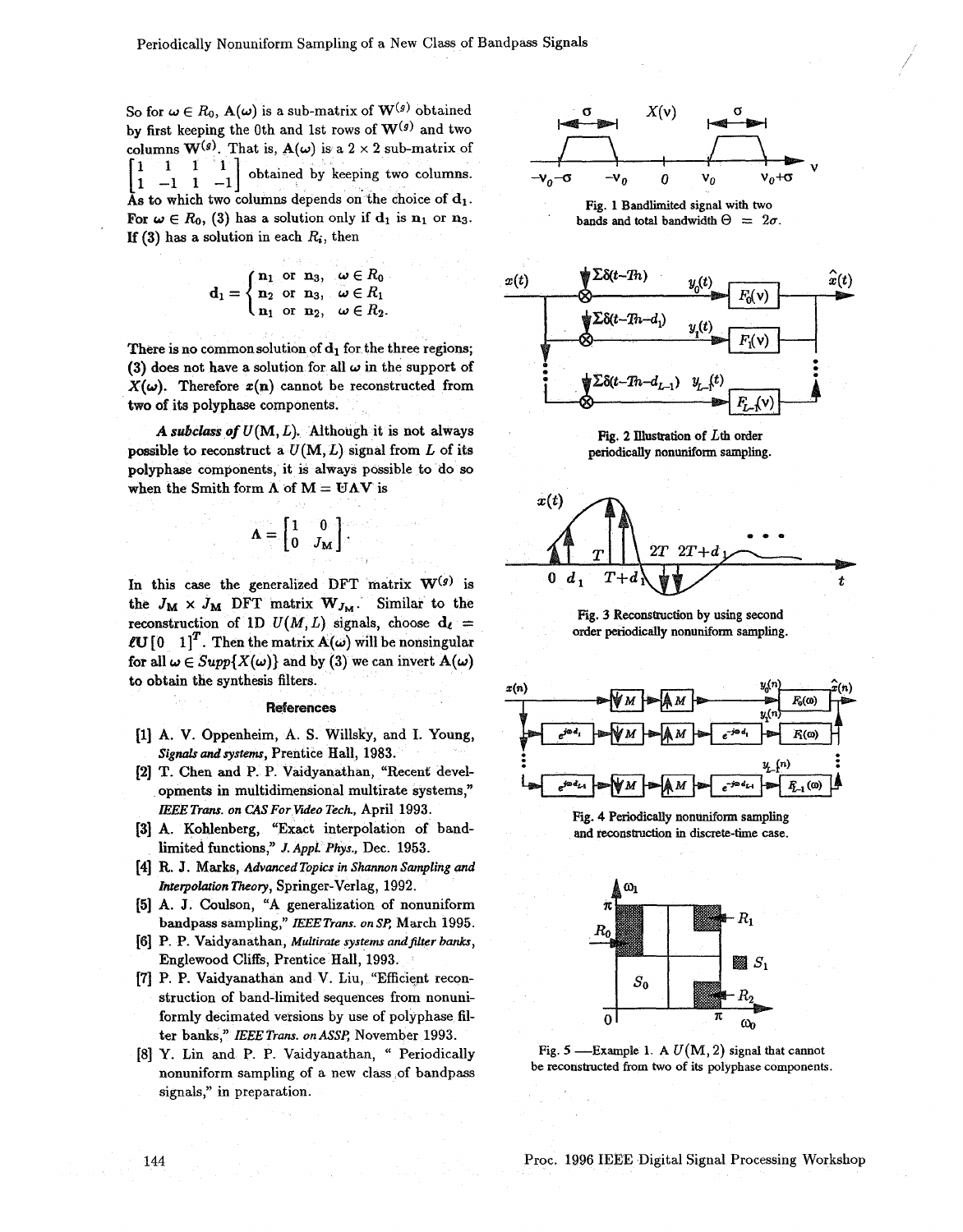So for $\omega \in R_0$, $\mathbf{A}(\omega)$ is a sub-matrix of $\mathbf{W}^{(g)}$ obtained by first keeping the 0th and 1st rows of $\mathbf{W}^{(g)}$ and two columns $\mathbf{W}^{(g)}$. That is, $\mathbf{A}(\omega)$ is a $2 \times 2$ sub-matrix of $\begin{bmatrix} 1 & 1 & 1 & 1 \\ 1 & -1 & 1 & -1 \end{bmatrix}$ obtained by keeping two columns. As to which two columns depends on the choice of $\mathbf{d}_1$. For $\omega \in R_0$, (3) has a solution only if $\mathbf{d}_1$ is $\mathbf{n}_1$ or $\mathbf{n}_3$. If (3) has a solution in each $R_i$, then

$$\mathbf{d}_1 = \begin{cases} \mathbf{n}_1 \text{ or } \mathbf{n}_3, & \omega \in R_0 \\ \mathbf{n}_2 \text{ or } \mathbf{n}_3, & \omega \in R_1 \\ \mathbf{n}_1 \text{ or } \mathbf{n}_2, & \omega \in R_2. \end{cases}$$

There is no common solution of $\mathbf{d}_1$ for the three regions; (3) does not have a solution for all $\omega$ in the support of $X(\omega)$. Therefore $x(\mathbf{n})$ cannot be reconstructed from two of its polyphase components.

***A subclass of*** $U(\mathbf{M}, L)$. Although it is not always possible to reconstruct a $U(\mathbf{M}, L)$ signal from $L$ of its polyphase components, it is always possible to do so when the Smith form $\mathbf{\Lambda}$ of $\mathbf{M} = \mathbf{U\Lambda V}$ is

$$\mathbf{\Lambda} = \begin{bmatrix} 1 & 0 \\ 0 & J_{\mathbf{M}} \end{bmatrix}.$$

In this case the generalized DFT matrix $\mathbf{W}^{(g)}$ is the $J_{\mathbf{M}} \times J_{\mathbf{M}}$ DFT matrix $\mathbf{W}_{J_{\mathbf{M}}}$. Similar to the reconstruction of 1D $U(M, L)$ signals, choose $\mathbf{d}_\ell = \ell \mathbf{U} [0 \quad 1]^T$. Then the matrix $\mathbf{A}(\omega)$ will be nonsingular for all $\omega \in Supp\{X(\omega)\}$ and by (3) we can invert $\mathbf{A}(\omega)$ to obtain the synthesis filters.

## References

[1] A. V. Oppenheim, A. S. Willsky, and I. Young, *Signals and systems*, Prentice Hall, 1983.

[2] T. Chen and P. P. Vaidyanathan, "Recent developments in multidimensional multirate systems," *IEEE Trans. on CAS For Video Tech.*, April 1993.

[3] A. Kohlenberg, "Exact interpolation of band-limited functions," *J. Appl. Phys.*, Dec. 1953.

[4] R. J. Marks, *Advanced Topics in Shannon Sampling and Interpolation Theory*, Springer-Verlag, 1992.

[5] A. J. Coulson, "A generalization of nonuniform bandpass sampling," *IEEE Trans. on SP*, March 1995.

[6] P. P. Vaidyanathan, *Multirate systems and filter banks*, Englewood Cliffs, Prentice Hall, 1993.

[7] P. P. Vaidyanathan and V. Liu, "Efficient reconstruction of band-limited sequences from nonuniformly decimated versions by use of polyphase filter banks," *IEEE Trans. on ASSP*, November 1993.

[8] Y. Lin and P. P. Vaidyanathan, " Periodically nonuniform sampling of a new class of bandpass signals," in preparation.

Fig. 1 Bandlimited signal with two bands and total bandwidth $\Theta = 2\sigma$.

Fig. 2 Illustration of $L$th order periodically nonuniform sampling.

Fig. 3 Reconstruction by using second order periodically nonuniform sampling.

Fig. 4 Periodically nonuniform sampling and reconstruction in discrete-time case.

Fig. 5 —Example 1. A $U(\mathbf{M}, 2)$ signal that cannot be reconstructed from two of its polyphase components.